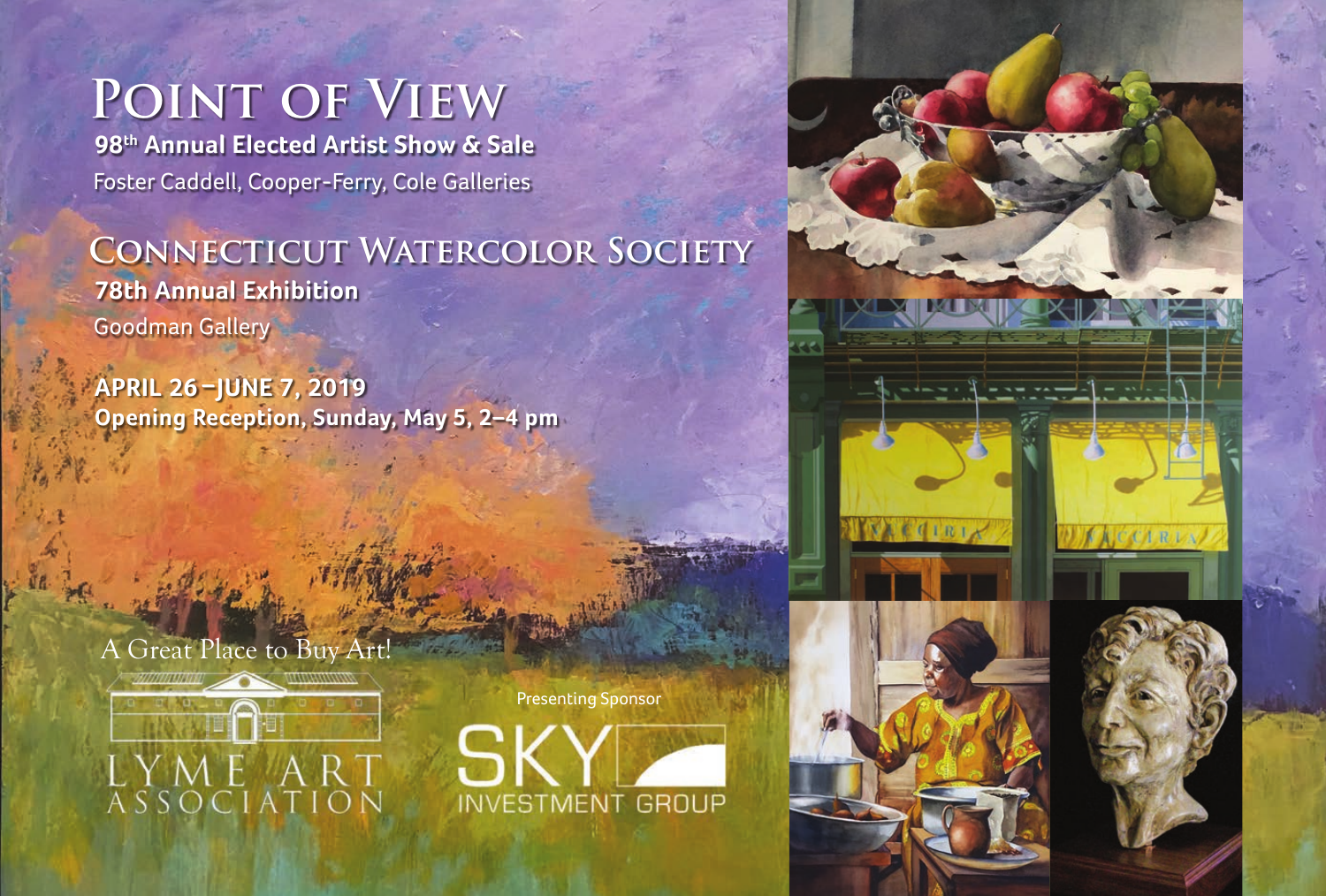# Point of View

**98th Annual Elected Artist Show & Sale**

Foster Caddell, Cooper-Ferry, Cole Galleries

# Connecticut Watercolor Society

**78th Annual Exhibition**

Goodman Gallery

**APRIL 26 – JUNE 7, 2019**

**Opening Reception, Sunday, May 5, 2–4 pm**

A Great Place to Buy Art!

LYME ART ASSOCIATION

Presenting Sponsor

SKY INVESTMENT GROUP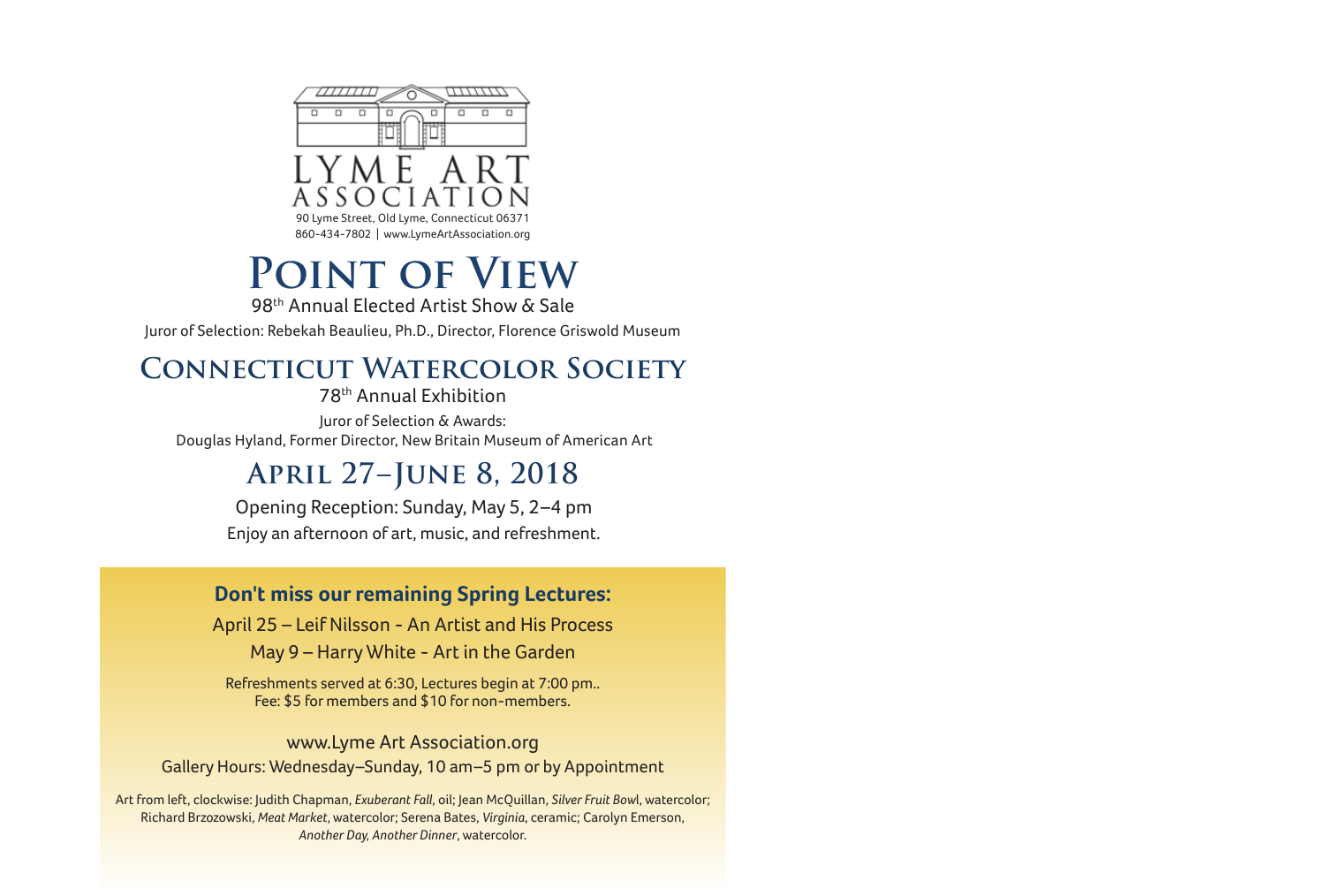LYME ART ASSOCIATION

90 Lyme Street, Old Lyme, Connecticut 06371
860-434-7802 | www.LymeArtAssociation.org

# Point of View

98th Annual Elected Artist Show & Sale

Juror of Selection: Rebekah Beaulieu, Ph.D., Director, Florence Griswold Museum

## Connecticut Watercolor Society

78th Annual Exhibition

Juror of Selection & Awards:
Douglas Hyland, Former Director, New Britain Museum of American Art

## April 27–June 8, 2018

Opening Reception: Sunday, May 5, 2–4 pm

Enjoy an afternoon of art, music, and refreshment.

**Don't miss our remaining Spring Lectures:**

April 25 – Leif Nilsson - An Artist and His Process

May 9 – Harry White - Art in the Garden

Refreshments served at 6:30, Lectures begin at 7:00 pm..
Fee: $5 for members and $10 for non-members.

www.Lyme Art Association.org

Gallery Hours: Wednesday–Sunday, 10 am–5 pm or by Appointment

Art from left, clockwise: Judith Chapman, *Exuberant Fall*, oil; Jean McQuillan, *Silver Fruit Bowl*, watercolor; Richard Brzozowski, *Meat Market*, watercolor; Serena Bates, *Virginia*, ceramic; Carolyn Emerson, *Another Day, Another Dinner*, watercolor.